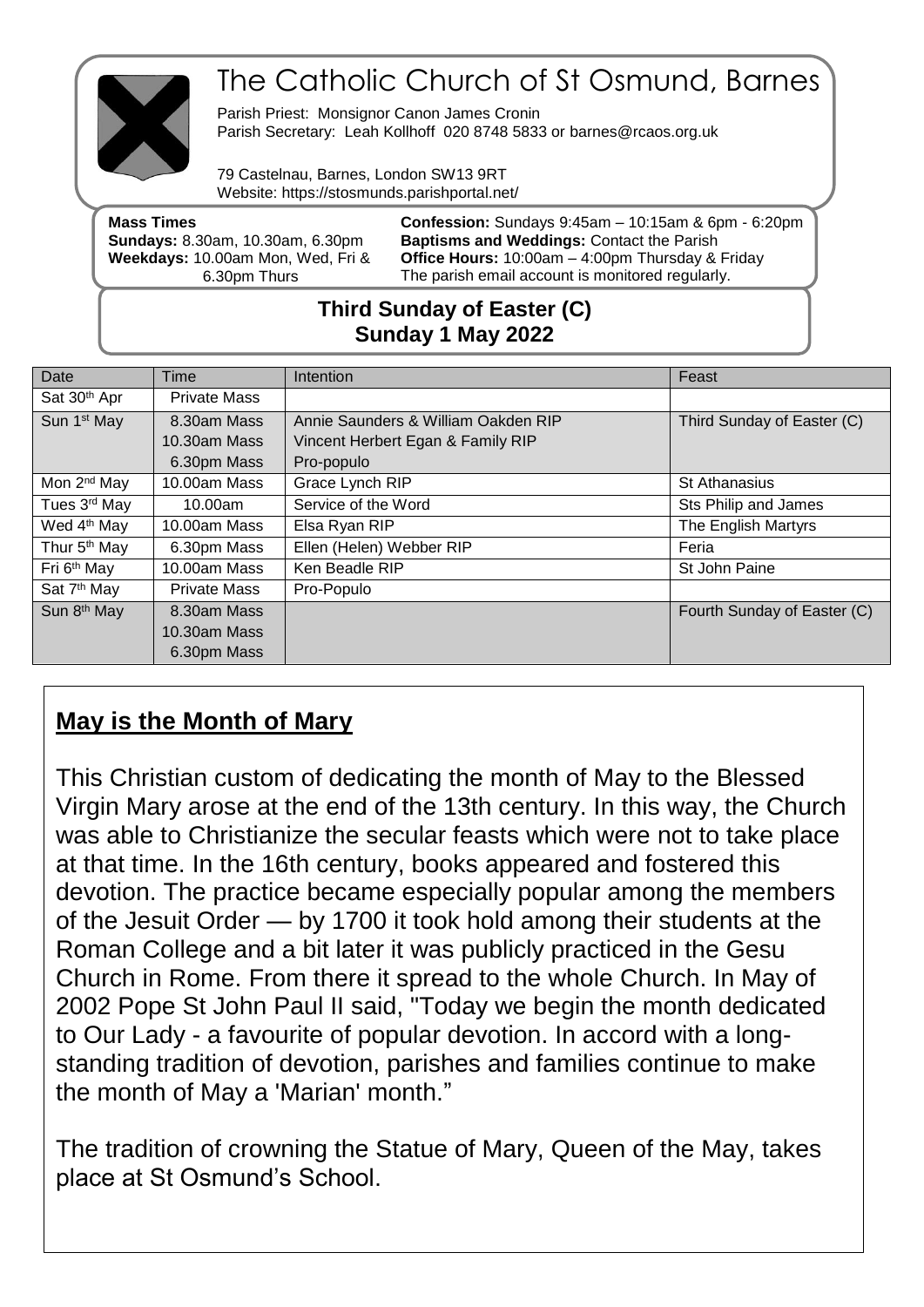# The Catholic Church of St Osmund, Barnes

Parish Priest: Monsignor Canon James Cronin
Parish Secretary: Leah Kollhoff 020 8748 5833 or barnes@rcaos.org.uk

79 Castelnau, Barnes, London SW13 9RT
Website: https://stosmunds.parishportal.net/

**Mass Times**
**Sundays:** 8.30am, 10.30am, 6.30pm
**Weekdays:** 10.00am Mon, Wed, Fri & 6.30pm Thurs

**Confession:** Sundays 9:45am – 10:15am & 6pm - 6:20pm
**Baptisms and Weddings:** Contact the Parish
**Office Hours:** 10:00am – 4:00pm Thursday & Friday
The parish email account is monitored regularly.

## Third Sunday of Easter (C)
## Sunday 1 May 2022

| Date | Time | Intention | Feast |
|---|---|---|---|
| Sat 30th Apr | Private Mass | | |
| Sun 1st May | 8.30am Mass<br>10.30am Mass<br>6.30pm Mass | Annie Saunders & William Oakden RIP<br>Vincent Herbert Egan & Family RIP<br>Pro-populo | Third Sunday of Easter (C) |
| Mon 2nd May | 10.00am Mass | Grace Lynch RIP | St Athanasius |
| Tues 3rd May | 10.00am | Service of the Word | Sts Philip and James |
| Wed 4th May | 10.00am Mass | Elsa Ryan RIP | The English Martyrs |
| Thur 5th May | 6.30pm Mass | Ellen (Helen) Webber RIP | Feria |
| Fri 6th May | 10.00am Mass | Ken Beadle RIP | St John Paine |
| Sat 7th May | Private Mass | Pro-Populo | |
| Sun 8th May | 8.30am Mass<br>10.30am Mass<br>6.30pm Mass | | Fourth Sunday of Easter (C) |

## **May is the Month of Mary**

This Christian custom of dedicating the month of May to the Blessed Virgin Mary arose at the end of the 13th century. In this way, the Church was able to Christianize the secular feasts which were not to take place at that time. In the 16th century, books appeared and fostered this devotion. The practice became especially popular among the members of the Jesuit Order — by 1700 it took hold among their students at the Roman College and a bit later it was publicly practiced in the Gesu Church in Rome. From there it spread to the whole Church. In May of 2002 Pope St John Paul II said, "Today we begin the month dedicated to Our Lady - a favourite of popular devotion. In accord with a long-standing tradition of devotion, parishes and families continue to make the month of May a 'Marian' month."

The tradition of crowning the Statue of Mary, Queen of the May, takes place at St Osmund's School.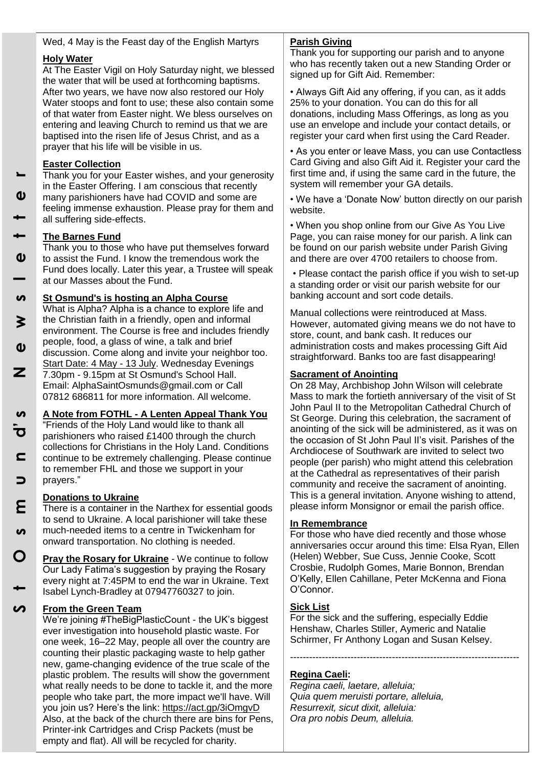Wed, 4 May is the Feast day of the English Martyrs

**Holy Water**

At The Easter Vigil on Holy Saturday night, we blessed the water that will be used at forthcoming baptisms. After two years, we have now also restored our Holy Water stoops and font to use; these also contain some of that water from Easter night. We bless ourselves on entering and leaving Church to remind us that we are baptised into the risen life of Jesus Christ, and as a prayer that his life will be visible in us.

**Easter Collection**

Thank you for your Easter wishes, and your generosity in the Easter Offering. I am conscious that recently many parishioners have had COVID and some are feeling immense exhaustion. Please pray for them and all suffering side-effects.

**The Barnes Fund**

Thank you to those who have put themselves forward to assist the Fund. I know the tremendous work the Fund does locally. Later this year, a Trustee will speak at our Masses about the Fund.

**St Osmund's is hosting an Alpha Course**

What is Alpha? Alpha is a chance to explore life and the Christian faith in a friendly, open and informal environment. The Course is free and includes friendly people, food, a glass of wine, a talk and brief discussion. Come along and invite your neighbor too. Start Date: 4 May - 13 July. Wednesday Evenings 7.30pm - 9.15pm at St Osmund's School Hall. Email: AlphaSaintOsmunds@gmail.com or Call 07812 686811 for more information. All welcome.

**A Note from FOTHL - A Lenten Appeal Thank You**

"Friends of the Holy Land would like to thank all parishioners who raised £1400 through the church collections for Christians in the Holy Land. Conditions continue to be extremely challenging. Please continue to remember FHL and those we support in your prayers."

**Donations to Ukraine**

There is a container in the Narthex for essential goods to send to Ukraine. A local parishioner will take these much-needed items to a centre in Twickenham for onward transportation. No clothing is needed.

**Pray the Rosary for Ukraine** - We continue to follow Our Lady Fatima's suggestion by praying the Rosary every night at 7:45PM to end the war in Ukraine. Text Isabel Lynch-Bradley at 07947760327 to join.

**From the Green Team**

We're joining #TheBigPlasticCount - the UK's biggest ever investigation into household plastic waste. For one week, 16–22 May, people all over the country are counting their plastic packaging waste to help gather new, game-changing evidence of the true scale of the plastic problem. The results will show the government what really needs to be done to tackle it, and the more people who take part, the more impact we'll have. Will you join us? Here's the link: https://act.gp/3iOmgvD Also, at the back of the church there are bins for Pens, Printer-ink Cartridges and Crisp Packets (must be empty and flat). All will be recycled for charity.

**Parish Giving**

Thank you for supporting our parish and to anyone who has recently taken out a new Standing Order or signed up for Gift Aid. Remember:

- Always Gift Aid any offering, if you can, as it adds 25% to your donation. You can do this for all donations, including Mass Offerings, as long as you use an envelope and include your contact details, or register your card when first using the Card Reader.
- As you enter or leave Mass, you can use Contactless Card Giving and also Gift Aid it. Register your card the first time and, if using the same card in the future, the system will remember your GA details.
- We have a 'Donate Now' button directly on our parish website.
- When you shop online from our Give As You Live Page, you can raise money for our parish. A link can be found on our parish website under Parish Giving and there are over 4700 retailers to choose from.
- Please contact the parish office if you wish to set-up a standing order or visit our parish website for our banking account and sort code details.

Manual collections were reintroduced at Mass. However, automated giving means we do not have to store, count, and bank cash. It reduces our administration costs and makes processing Gift Aid straightforward. Banks too are fast disappearing!

**Sacrament of Anointing**

On 28 May, Archbishop John Wilson will celebrate Mass to mark the fortieth anniversary of the visit of St John Paul II to the Metropolitan Cathedral Church of St George. During this celebration, the sacrament of anointing of the sick will be administered, as it was on the occasion of St John Paul II's visit. Parishes of the Archdiocese of Southwark are invited to select two people (per parish) who might attend this celebration at the Cathedral as representatives of their parish community and receive the sacrament of anointing. This is a general invitation. Anyone wishing to attend, please inform Monsignor or email the parish office.

**In Remembrance**

For those who have died recently and those whose anniversaries occur around this time: Elsa Ryan, Ellen (Helen) Webber, Sue Cuss, Jennie Cooke, Scott Crosbie, Rudolph Gomes, Marie Bonnon, Brendan O'Kelly, Ellen Cahillane, Peter McKenna and Fiona O'Connor.

**Sick List**

For the sick and the suffering, especially Eddie Henshaw, Charles Stiller, Aymeric and Natalie Schirmer, Fr Anthony Logan and Susan Kelsey.

---

**Regina Caeli:**

*Regina caeli, laetare, alleluia;*
*Quia quem meruisti portare, alleluia,*
*Resurrexit, sicut dixit, alleluia:*
*Ora pro nobis Deum, alleluia.*